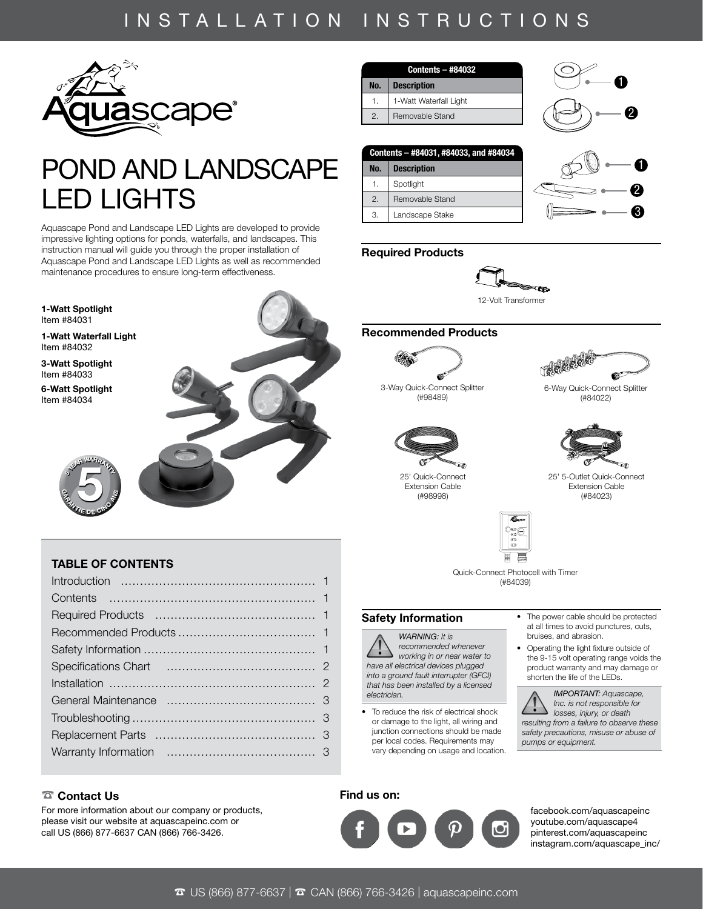# INSTALLATION INSTRUCTIONS

# POND AND LANDSCAPE LED LIGHTS

Aquascape Pond and Landscape LED Lights are developed to provide impressive lighting options for ponds, waterfalls, and landscapes. This instruction manual will guide you through the proper installation of Aquascape Pond and Landscape LED Lights as well as recommended maintenance procedures to ensure long-term effectiveness.

**1-Watt Spotlight**
Item #84031

**1-Watt Waterfall Light**
Item #84032

**3-Watt Spotlight**
Item #84033

**6-Watt Spotlight**
Item #84034

5 YEAR WARRANTY / GARANTIE DE CINQ ANS

### TABLE OF CONTENTS

| | |
|---|---|
| Introduction | 1 |
| Contents | 1 |
| Required Products | 1 |
| Recommended Products | 1 |
| Safety Information | 1 |
| Specifications Chart | 2 |
| Installation | 2 |
| General Maintenance | 3 |
| Troubleshooting | 3 |
| Replacement Parts | 3 |
| Warranty Information | 3 |

| Contents – #84032 | |
|---|---|
| **No.** | **Description** |
| 1. | 1-Watt Waterfall Light |
| 2. | Removable Stand |

| Contents – #84031, #84033, and #84034 | |
|---|---|
| **No.** | **Description** |
| 1. | Spotlight |
| 2. | Removable Stand |
| 3. | Landscape Stake |

## Required Products

12-Volt Transformer

## Recommended Products

3-Way Quick-Connect Splitter (#98489)

6-Way Quick-Connect Splitter (#84022)

25' Quick-Connect Extension Cable (#98998)

25' 5-Outlet Quick-Connect Extension Cable (#84023)

Quick-Connect Photocell with Timer (#84039)

## Safety Information

*WARNING: It is recommended whenever working in or near water to have all electrical devices plugged into a ground fault interrupter (GFCI) that has been installed by a licensed electrician.*

- To reduce the risk of electrical shock or damage to the light, all wiring and junction connections should be made per local codes. Requirements may vary depending on usage and location.
- The power cable should be protected at all times to avoid punctures, cuts, bruises, and abrasion.
- Operating the light fixture outside of the 9-15 volt operating range voids the product warranty and may damage or shorten the life of the LEDs.

*IMPORTANT: Aquascape, Inc. is not responsible for losses, injury, or death resulting from a failure to observe these safety precautions, misuse or abuse of pumps or equipment.*

### Contact Us

For more information about our company or products, please visit our website at aquascapeinc.com or call US (866) 877-6637 CAN (866) 766-3426.

**Find us on:**

facebook.com/aquascapeinc
youtube.com/aquascape4
pinterest.com/aquascapeinc
instagram.com/aquascape_inc/

US (866) 877-6637 | CAN (866) 766-3426 | aquascapeinc.com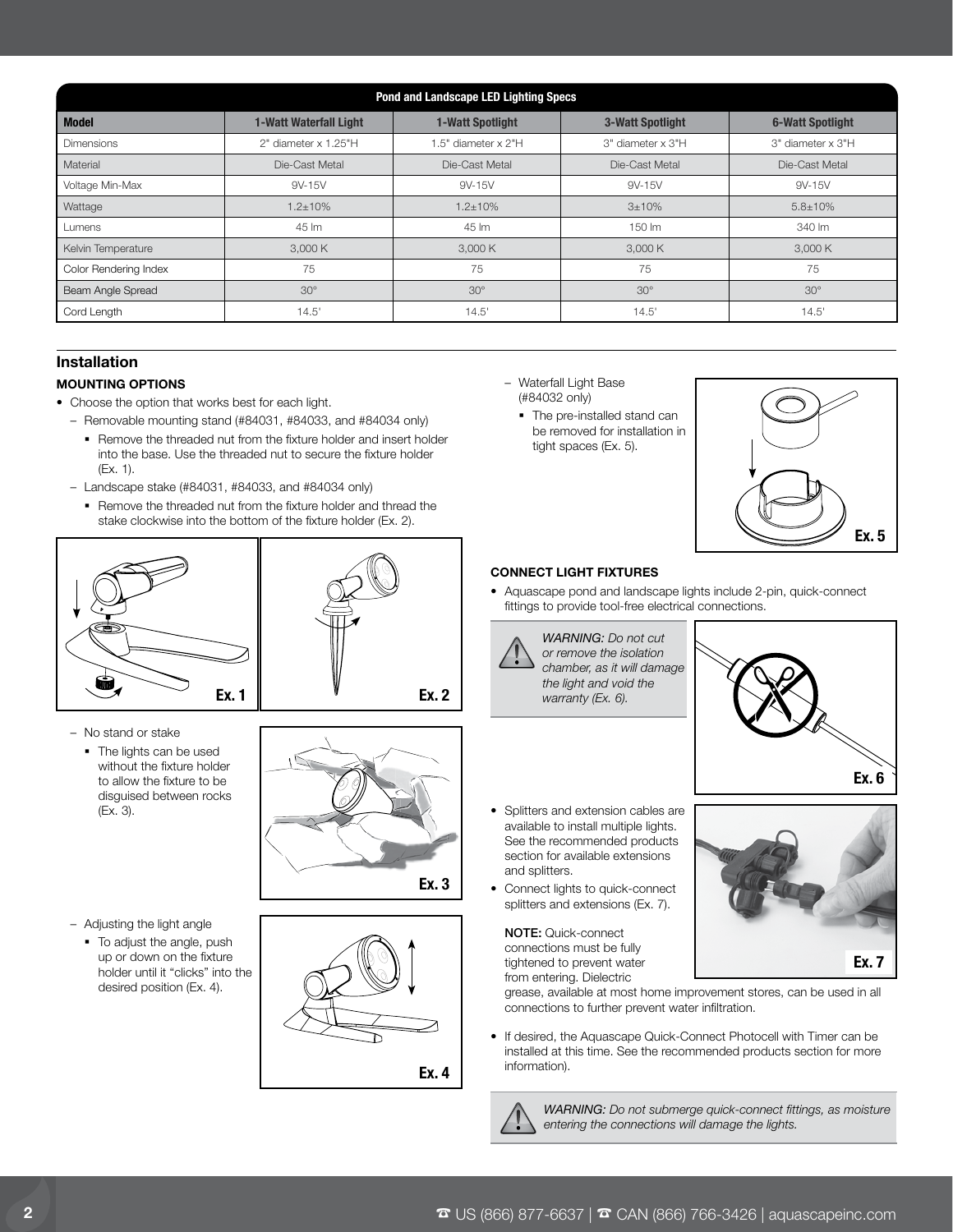| Pond and Landscape LED Lighting Specs | | | | |
|---|---|---|---|---|
| **Model** | **1-Watt Waterfall Light** | **1-Watt Spotlight** | **3-Watt Spotlight** | **6-Watt Spotlight** |
| Dimensions | 2" diameter x 1.25"H | 1.5" diameter x 2"H | 3" diameter x 3"H | 3" diameter x 3"H |
| Material | Die-Cast Metal | Die-Cast Metal | Die-Cast Metal | Die-Cast Metal |
| Voltage Min-Max | 9V-15V | 9V-15V | 9V-15V | 9V-15V |
| Wattage | 1.2±10% | 1.2±10% | 3±10% | 5.8±10% |
| Lumens | 45 lm | 45 lm | 150 lm | 340 lm |
| Kelvin Temperature | 3,000 K | 3,000 K | 3,000 K | 3,000 K |
| Color Rendering Index | 75 | 75 | 75 | 75 |
| Beam Angle Spread | 30° | 30° | 30° | 30° |
| Cord Length | 14.5' | 14.5' | 14.5' | 14.5' |

## Installation

### MOUNTING OPTIONS

- Choose the option that works best for each light.
  - Removable mounting stand (#84031, #84033, and #84034 only)
    - Remove the threaded nut from the fixture holder and insert holder into the base. Use the threaded nut to secure the fixture holder (Ex. 1).
  - Landscape stake (#84031, #84033, and #84034 only)
    - Remove the threaded nut from the fixture holder and thread the stake clockwise into the bottom of the fixture holder (Ex. 2).

Ex. 1

Ex. 2

  - No stand or stake
    - The lights can be used without the fixture holder to allow the fixture to be disguised between rocks (Ex. 3).

Ex. 3

  - Adjusting the light angle
    - To adjust the angle, push up or down on the fixture holder until it "clicks" into the desired position (Ex. 4).

Ex. 4

  - Waterfall Light Base (#84032 only)
    - The pre-installed stand can be removed for installation in tight spaces (Ex. 5).

Ex. 5

### CONNECT LIGHT FIXTURES

- Aquascape pond and landscape lights include 2-pin, quick-connect fittings to provide tool-free electrical connections.

> *WARNING: Do not cut or remove the isolation chamber, as it will damage the light and void the warranty (Ex. 6).*

Ex. 6

- Splitters and extension cables are available to install multiple lights. See the recommended products section for available extensions and splitters.
- Connect lights to quick-connect splitters and extensions (Ex. 7).

  **NOTE:** Quick-connect connections must be fully tightened to prevent water from entering. Dielectric grease, available at most home improvement stores, can be used in all connections to further prevent water infiltration.

Ex. 7

- If desired, the Aquascape Quick-Connect Photocell with Timer can be installed at this time. See the recommended products section for more information).

> *WARNING: Do not submerge quick-connect fittings, as moisture entering the connections will damage the lights.*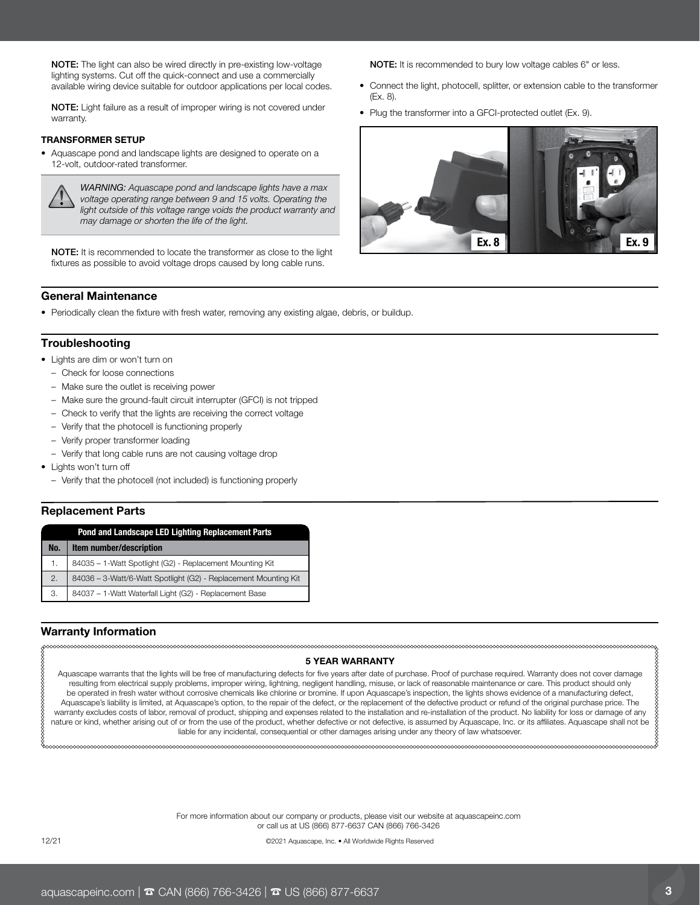**NOTE:** The light can also be wired directly in pre-existing low-voltage lighting systems. Cut off the quick-connect and use a commercially available wiring device suitable for outdoor applications per local codes.

**NOTE:** Light failure as a result of improper wiring is not covered under warranty.

**TRANSFORMER SETUP**

- Aquascape pond and landscape lights are designed to operate on a 12-volt, outdoor-rated transformer.

> *WARNING: Aquascape pond and landscape lights have a max voltage operating range between 9 and 15 volts. Operating the light outside of this voltage range voids the product warranty and may damage or shorten the life of the light.*

**NOTE:** It is recommended to locate the transformer as close to the light fixtures as possible to avoid voltage drops caused by long cable runs.

**NOTE:** It is recommended to bury low voltage cables 6" or less.

- Connect the light, photocell, splitter, or extension cable to the transformer (Ex. 8).
- Plug the transformer into a GFCI-protected outlet (Ex. 9).

Ex. 8 Ex. 9

## General Maintenance

- Periodically clean the fixture with fresh water, removing any existing algae, debris, or buildup.

## Troubleshooting

- Lights are dim or won't turn on
  - Check for loose connections
  - Make sure the outlet is receiving power
  - Make sure the ground-fault circuit interrupter (GFCI) is not tripped
  - Check to verify that the lights are receiving the correct voltage
  - Verify that the photocell is functioning properly
  - Verify proper transformer loading
  - Verify that long cable runs are not causing voltage drop
- Lights won't turn off
  - Verify that the photocell (not included) is functioning properly

## Replacement Parts

| Pond and Landscape LED Lighting Replacement Parts | |
|---|---|
| **No.** | **Item number/description** |
| 1. | 84035 – 1-Watt Spotlight (G2) - Replacement Mounting Kit |
| 2. | 84036 – 3-Watt/6-Watt Spotlight (G2) - Replacement Mounting Kit |
| 3. | 84037 – 1-Watt Waterfall Light (G2) - Replacement Base |

## Warranty Information

**5 YEAR WARRANTY**

Aquascape warrants that the lights will be free of manufacturing defects for five years after date of purchase. Proof of purchase required. Warranty does not cover damage resulting from electrical supply problems, improper wiring, lightning, negligent handling, misuse, or lack of reasonable maintenance or care. This product should only be operated in fresh water without corrosive chemicals like chlorine or bromine. If upon Aquascape's inspection, the lights shows evidence of a manufacturing defect, Aquascape's liability is limited, at Aquascape's option, to the repair of the defect, or the replacement of the defective product or refund of the original purchase price. The warranty excludes costs of labor, removal of product, shipping and expenses related to the installation and re-installation of the product. No liability for loss or damage of any nature or kind, whether arising out of or from the use of the product, whether defective or not defective, is assumed by Aquascape, Inc. or its affiliates. Aquascape shall not be liable for any incidental, consequential or other damages arising under any theory of law whatsoever.

For more information about our company or products, please visit our website at aquascapeinc.com or call us at US (866) 877-6637 CAN (866) 766-3426

12/21

©2021 Aquascape, Inc. • All Worldwide Rights Reserved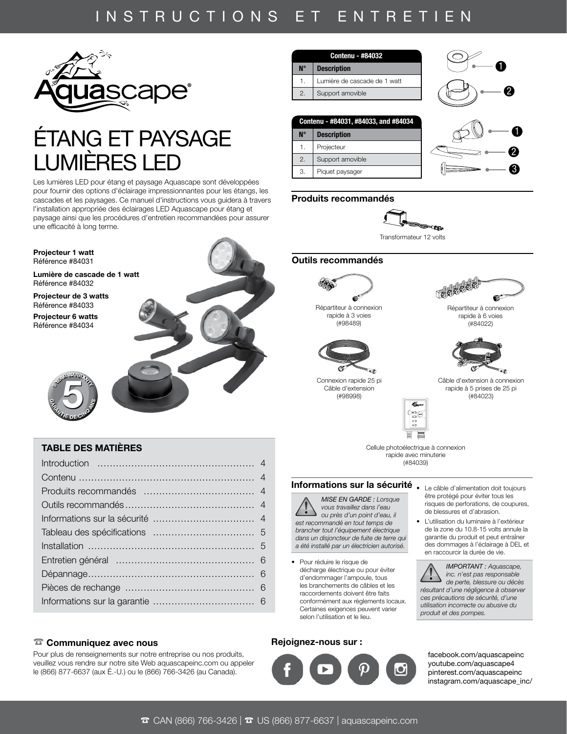# ÉTANG ET PAYSAGE LUMIÈRES LED

Les lumières LED pour étang et paysage Aquascape sont développées pour fournir des options d'éclairage impressionnantes pour les étangs, les cascades et les paysages. Ce manuel d'instructions vous guidera à travers l'installation appropriée des éclairages LED Aquascape pour étang et paysage ainsi que les procédures d'entretien recommandées pour assurer une efficacité à long terme.

**Projecteur 1 watt**
Référence #84031

**Lumière de cascade de 1 watt**
Référence #84032

**Projecteur de 3 watts**
Référence #84033

**Projecteur 6 watts**
Référence #84034

5 YEAR WARRANTY – GARANTIE DE CINQ ANS

## TABLE DES MATIÈRES

| | |
|---|---|
| Introduction | 4 |
| Contenu | 4 |
| Produits recommandés | 4 |
| Outils recommandés | 4 |
| Informations sur la sécurité | 4 |
| Tableau des spécifications | 5 |
| Installation | 5 |
| Entretien général | 6 |
| Dépannage | 6 |
| Pièces de rechange | 6 |
| Informations sur la garantie | 6 |

## Communiquez avec nous

Pour plus de renseignements sur notre entreprise ou nos produits, veuillez vous rendre sur notre site Web aquascapeinc.com ou appeler le (866) 877-6637 (aux É.-U.) ou le (866) 766-3426 (au Canada).

| Contenu - #84032 | |
|---|---|
| **N°** | **Description** |
| 1. | Lumière de cascade de 1 watt |
| 2. | Support amovible |

| Contenu - #84031, #84033, and #84034 | |
|---|---|
| **N°** | **Description** |
| 1. | Projecteur |
| 2. | Support amovible |
| 3. | Piquet paysager |

## Produits recommandés

Transformateur 12 volts

## Outils recommandés

Répartiteur à connexion rapide à 3 voies (#98489)

Répartiteur à connexion rapide à 6 voies (#84022)

Connexion rapide 25 pi Câble d'extension (#98998)

Câble d'extension à connexion rapide à 5 prises de 25 pi (#84023)

Cellule photoélectrique à connexion rapide avec minuterie (#84039)

## Informations sur la sécurité

*MISE EN GARDE : Lorsque vous travaillez dans l'eau ou près d'un point d'eau, il est recommandé en tout temps de brancher tout l'équipement électrique dans un disjoncteur de fuite de terre qui a été installé par un électricien autorisé.*

- Pour réduire le risque de décharge électrique ou pour éviter d'endommager l'ampoule, tous les branchements de câbles et les raccordements doivent être faits conformément aux règlements locaux. Certaines exigences peuvent varier selon l'utilisation et le lieu.
- Le câble d'alimentation doit toujours être protégé pour éviter tous les risques de perforations, de coupures, de blessures et d'abrasion.
- L'utilisation du luminaire à l'extérieur de la zone du 10.8-15 volts annule la garantie du produit et peut entraîner des dommages à l'éclairage à DEL et en raccourcir la durée de vie.

*IMPORTANT : Aquascape, inc. n'est pas responsable de perte, blessure ou décès résultant d'une négligence à observer ces précautions de sécurité, d'une utilisation incorrecte ou abusive du produit et des pompes.*

## Rejoignez-nous sur :

facebook.com/aquascapeinc
youtube.com/aquascape4
pinterest.com/aquascapeinc
instagram.com/aquascape_inc/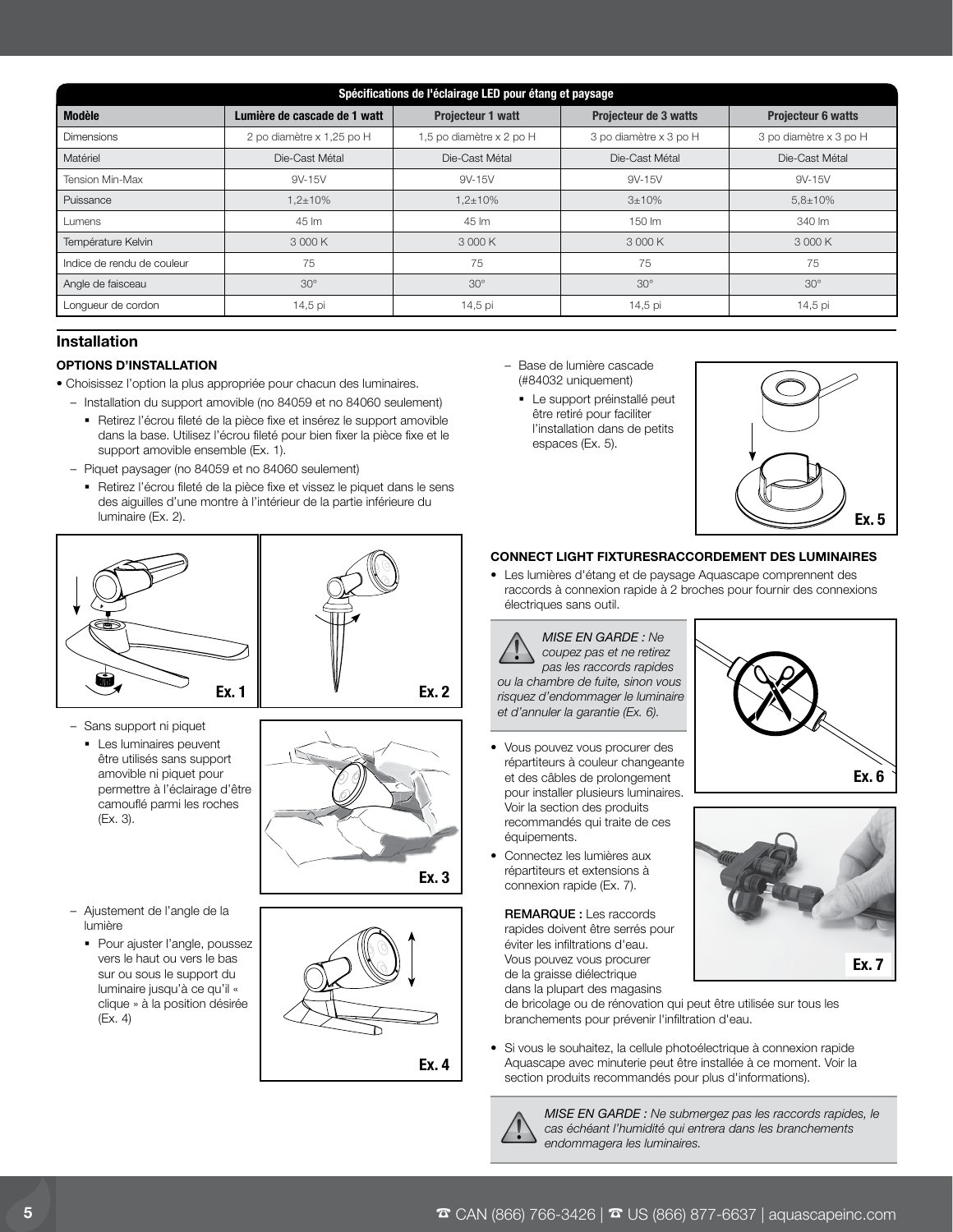| Spécifications de l'éclairage LED pour étang et paysage | | | | |
|---|---|---|---|---|
| **Modèle** | **Lumière de cascade de 1 watt** | **Projecteur 1 watt** | **Projecteur de 3 watts** | **Projecteur 6 watts** |
| Dimensions | 2 po diamètre x 1,25 po H | 1,5 po diamètre x 2 po H | 3 po diamètre x 3 po H | 3 po diamètre x 3 po H |
| Matériel | Die-Cast Métal | Die-Cast Métal | Die-Cast Métal | Die-Cast Métal |
| Tension Min-Max | 9V-15V | 9V-15V | 9V-15V | 9V-15V |
| Puissance | 1,2±10% | 1,2±10% | 3±10% | 5,8±10% |
| Lumens | 45 lm | 45 lm | 150 lm | 340 lm |
| Température Kelvin | 3 000 K | 3 000 K | 3 000 K | 3 000 K |
| Indice de rendu de couleur | 75 | 75 | 75 | 75 |
| Angle de faisceau | 30° | 30° | 30° | 30° |
| Longueur de cordon | 14,5 pi | 14,5 pi | 14,5 pi | 14,5 pi |

## Installation

### OPTIONS D'INSTALLATION

- Choisissez l'option la plus appropriée pour chacun des luminaires.
  - Installation du support amovible (no 84059 et no 84060 seulement)
    - Retirez l'écrou fileté de la pièce fixe et insérez le support amovible dans la base. Utilisez l'écrou fileté pour bien fixer la pièce fixe et le support amovible ensemble (Ex. 1).
  - Piquet paysager (no 84059 et no 84060 seulement)
    - Retirez l'écrou fileté de la pièce fixe et vissez le piquet dans le sens des aiguilles d'une montre à l'intérieur de la partie inférieure du luminaire (Ex. 2).

Ex. 1

Ex. 2

  - Sans support ni piquet
    - Les luminaires peuvent être utilisés sans support amovible ni piquet pour permettre à l'éclairage d'être camouflé parmi les roches (Ex. 3).

Ex. 3

  - Ajustement de l'angle de la lumière
    - Pour ajuster l'angle, poussez vers le haut ou vers le bas sur ou sous le support du luminaire jusqu'à ce qu'il « clique » à la position désirée (Ex. 4)

Ex. 4

  - Base de lumière cascade (#84032 uniquement)
    - Le support préinstallé peut être retiré pour faciliter l'installation dans de petits espaces (Ex. 5).

Ex. 5

### CONNECT LIGHT FIXTURESRACCORDEMENT DES LUMINAIRES

- Les lumières d'étang et de paysage Aquascape comprennent des raccords à connexion rapide à 2 broches pour fournir des connexions électriques sans outil.

*MISE EN GARDE : Ne coupez pas et ne retirez pas les raccords rapides ou la chambre de fuite, sinon vous risquez d'endommager le luminaire et d'annuler la garantie (Ex. 6).*

Ex. 6

- Vous pouvez vous procurer des répartiteurs à couleur changeante et des câbles de prolongement pour installer plusieurs luminaires. Voir la section des produits recommandés qui traite de ces équipements.
- Connectez les lumières aux répartiteurs et extensions à connexion rapide (Ex. 7).

  **REMARQUE :** Les raccords rapides doivent être serrés pour éviter les infiltrations d'eau. Vous pouvez vous procurer de la graisse diélectrique dans la plupart des magasins de bricolage ou de rénovation qui peut être utilisée sur tous les branchements pour prévenir l'infiltration d'eau.

Ex. 7

- Si vous le souhaitez, la cellule photoélectrique à connexion rapide Aquascape avec minuterie peut être installée à ce moment. Voir la section produits recommandés pour plus d'informations).

*MISE EN GARDE : Ne submergez pas les raccords rapides, le cas échéant l'humidité qui entrera dans les branchements endommagera les luminaires.*

☎ CAN (866) 766-3426 | ☎ US (866) 877-6637 | aquascapeinc.com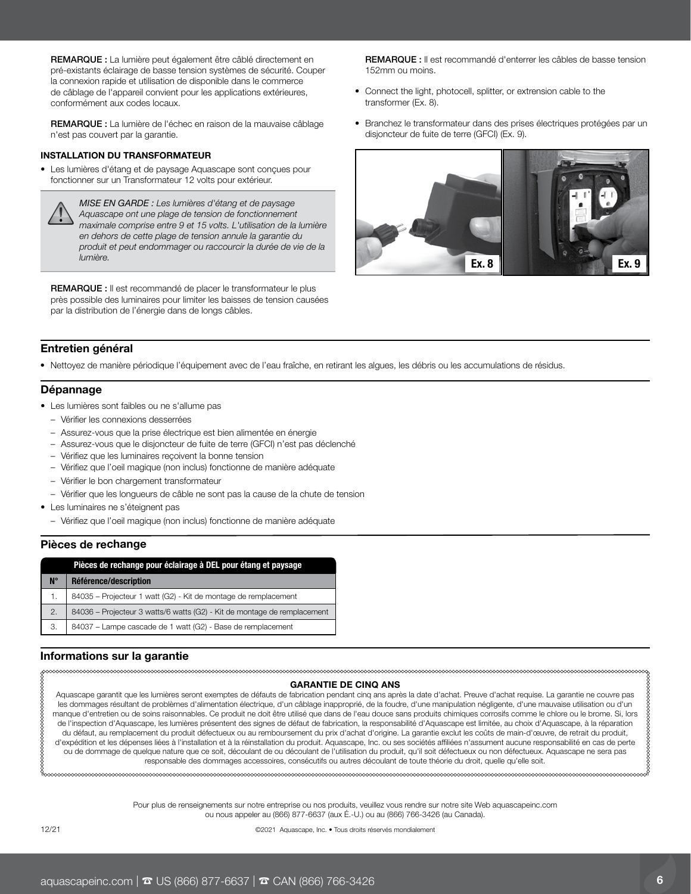**REMARQUE :** La lumière peut également être câblé directement en pré-existants éclairage de basse tension systèmes de sécurité. Couper la connexion rapide et utilisation de disponible dans le commerce de câblage de l'appareil convient pour les applications extérieures, conformément aux codes locaux.

**REMARQUE :** La lumière de l'échec en raison de la mauvaise câblage n'est pas couvert par la garantie.

**INSTALLATION DU TRANSFORMATEUR**

- Les lumières d'étang et de paysage Aquascape sont conçues pour fonctionner sur un Transformateur 12 volts pour extérieur.

> *MISE EN GARDE : Les lumières d'étang et de paysage Aquascape ont une plage de tension de fonctionnement maximale comprise entre 9 et 15 volts. L'utilisation de la lumière en dehors de cette plage de tension annule la garantie du produit et peut endommager ou raccourcir la durée de vie de la lumière.*

**REMARQUE :** Il est recommandé de placer le transformateur le plus près possible des luminaires pour limiter les baisses de tension causées par la distribution de l'énergie dans de longs câbles.

**REMARQUE :** Il est recommandé d'enterrer les câbles de basse tension 152mm ou moins.

- Connect the light, photocell, splitter, or extrension cable to the transformer (Ex. 8).
- Branchez le transformateur dans des prises électriques protégées par un disjoncteur de fuite de terre (GFCI) (Ex. 9).

Ex. 8

Ex. 9

## Entretien général

- Nettoyez de manière périodique l'équipement avec de l'eau fraîche, en retirant les algues, les débris ou les accumulations de résidus.

## Dépannage

- Les lumières sont faibles ou ne s'allume pas
  - Vérifier les connexions desserrées
  - Assurez-vous que la prise électrique est bien alimentée en énergie
  - Assurez-vous que le disjoncteur de fuite de terre (GFCI) n'est pas déclenché
  - Vérifiez que les luminaires reçoivent la bonne tension
  - Vérifiez que l'oeil magique (non inclus) fonctionne de manière adéquate
  - Vérifier le bon chargement transformateur
  - Vérifier que les longueurs de câble ne sont pas la cause de la chute de tension
- Les luminaires ne s'éteignent pas
  - Vérifiez que l'oeil magique (non inclus) fonctionne de manière adéquate

## Pièces de rechange

| Pièces de rechange pour éclairage à DEL pour étang et paysage | |
|---|---|
| **N°** | **Référence/description** |
| 1. | 84035 – Projecteur 1 watt (G2) - Kit de montage de remplacement |
| 2. | 84036 – Projecteur 3 watts/6 watts (G2) - Kit de montage de remplacement |
| 3. | 84037 – Lampe cascade de 1 watt (G2) - Base de remplacement |

## Informations sur la garantie

**GARANTIE DE CINQ ANS**

Aquascape garantit que les lumières seront exemptes de défauts de fabrication pendant cinq ans après la date d'achat. Preuve d'achat requise. La garantie ne couvre pas les dommages résultant de problèmes d'alimentation électrique, d'un câblage inapproprié, de la foudre, d'une manipulation négligente, d'une mauvaise utilisation ou d'un manque d'entretien ou de soins raisonnables. Ce produit ne doit être utilisé que dans de l'eau douce sans produits chimiques corrosifs comme le chlore ou le brome. Si, lors de l'inspection d'Aquascape, les lumières présentent des signes de défaut de fabrication, la responsabilité d'Aquascape est limitée, au choix d'Aquascape, à la réparation du défaut, au remplacement du produit défectueux ou au remboursement du prix d'achat d'origine. La garantie exclut les coûts de main-d'œuvre, de retrait du produit, d'expédition et les dépenses liées à l'installation et à la réinstallation du produit. Aquascape, Inc. ou ses sociétés affiliées n'assument aucune responsabilité en cas de perte ou de dommage de quelque nature que ce soit, découlant de ou découlant de l'utilisation du produit, qu'il soit défectueux ou non défectueux. Aquascape ne sera pas responsable des dommages accessoires, consécutifs ou autres découlant de toute théorie du droit, quelle qu'elle soit.

Pour plus de renseignements sur notre entreprise ou nos produits, veuillez vous rendre sur notre site Web aquascapeinc.com ou nous appeler au (866) 877-6637 (aux É.-U.) ou au (866) 766-3426 (au Canada).

12/21

©2021 Aquascape, Inc. • Tous droits réservés mondialement